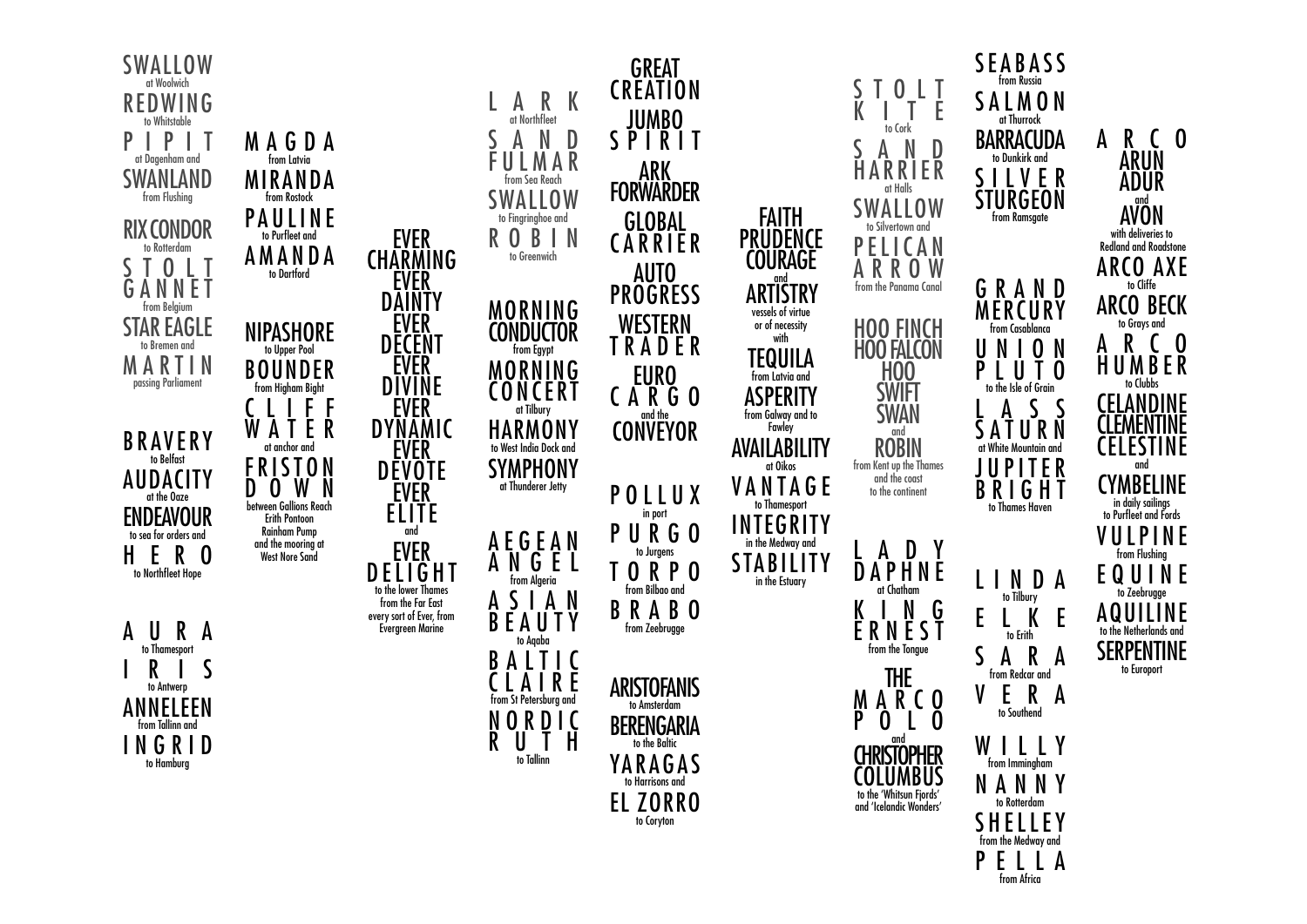SWALLOW
at Woolwich
REDWING
to Whitstable
PIPIT
at Dagenham and
SWANLAND
from Flushing

RIX CONDOR
to Rotterdam
STOLT GANNET
from Belgium
STAR EAGLE
to Bremen and
MARTIN
passing Parliament

BRAVERY
to Belfast
AUDACITY
at the Ooze
ENDEAVOUR
to sea for orders and
HERO
to Northfleet Hope

AURA
to Thamesport
IRIS
to Antwerp
ANNELEEN
from Tallinn and
INGRID
to Hamburg

MAGDA
from Latvia
MIRANDA
from Rostock
PAULINE
to Purfleet and
AMANDA
to Dartford

NIPASHORE
to Upper Pool
BOUNDER
from Higham Bight
CLIFF WATER
at anchor and
FRISTON DOWN
between Gallions Reach
Erith Pontoon
Rainham Pump
and the mooring at
West Nore Sand

EVER CHARMING
EVER DAINTY
EVER DECENT
EVER DIVINE
EVER DYNAMIC
EVER DEVOTE
EVER ELITE
and
EVER DELIGHT
to the lower Thames
from the Far East
every sort of Ever, from
Evergreen Marine

LARK
at Northfleet
SAND FULMAR
from Sea Reach
SWALLOW
to Fingringhoe and
ROBIN
to Greenwich

MORNING CONDUCTOR
from Egypt
MORNING CONCERT
at Tilbury
HARMONY
to West India Dock and
SYMPHONY
at Thunderer Jetty

AEGEAN ANGEL
from Algeria
ASIAN BEAUTY
to Aqaba
BALTIC CLAIRE
from St Petersburg and
NORDIC RUTH
to Tallinn

GREAT CREATION
JUMBO SPIRIT
ARK FORWARDER
GLOBAL CARRIER
AUTO PROGRESS
WESTERN TRADER
EURO CARGO
and the
CONVEYOR

POLLUX
in port
PURGO
to Jurgens
TORPO
from Bilbao and
BRABO
from Zeebrugge

ARISTOFANIS
to Amsterdam
BERENGARIA
to the Baltic
YARAGAS
to Harrisons and
EL ZORRO
to Coryton

FAITH
PRUDENCE
COURAGE
and
ARTISTRY
vessels of virtue
or of necessity
with
TEQUILA
from Latvia and
ASPERITY
from Galway and to
Fawley
AVAILABILITY
at Oikos
VANTAGE
to Thamesport
INTEGRITY
in the Medway and
STABILITY
in the Estuary

STOLT KITE
to Cork
SAND HARRIER
at Halls
SWALLOW
to Silvertown and
PELICAN ARROW
from the Panama Canal

HOO FINCH
HOO FALCON
HOO SWIFT
SWAN
and
ROBIN
from Kent up the Thames
and the coast
to the continent

LADY DAPHNE
at Chatham
KING ERNEST
from the Tongue

THE MARCO POLO
and
CHRISTOPHER COLUMBUS
to the 'Whitsun Fjords'
and 'Icelandic Wonders'

SEABASS
from Russia
SALMON
at Thurrock
BARRACUDA
to Dunkirk and
SILVER STURGEON
from Ramsgate

GRAND MERCURY
from Casablanca
UNION PLUTO
to the Isle of Grain
LASS SATURN
at White Mountain and
JUPITER BRIGHT
to Thames Haven

LINDA
to Tilbury
ELKE
to Erith
SARA
from Redcar and
VERA
to Southend
WILLY
from Immingham
NANNY
to Rotterdam
SHELLEY
from the Medway and
PELLA
from Africa

ARCO ARUN
ADUR
and
AVON
with deliveries to
Redland and Roadstone
ARCO AXE
to Cliffe
ARCO BECK
to Grays and
ARCO HUMBER
to Clubbs
CELANDINE
CLEMENTINE
CELESTINE
and
CYMBELINE
in daily sailings
to Purfleet and Fords
VULPINE
from Flushing
EQUINE
to Zeebrugge
AQUILINE
to the Netherlands and
SERPENTINE
to Europort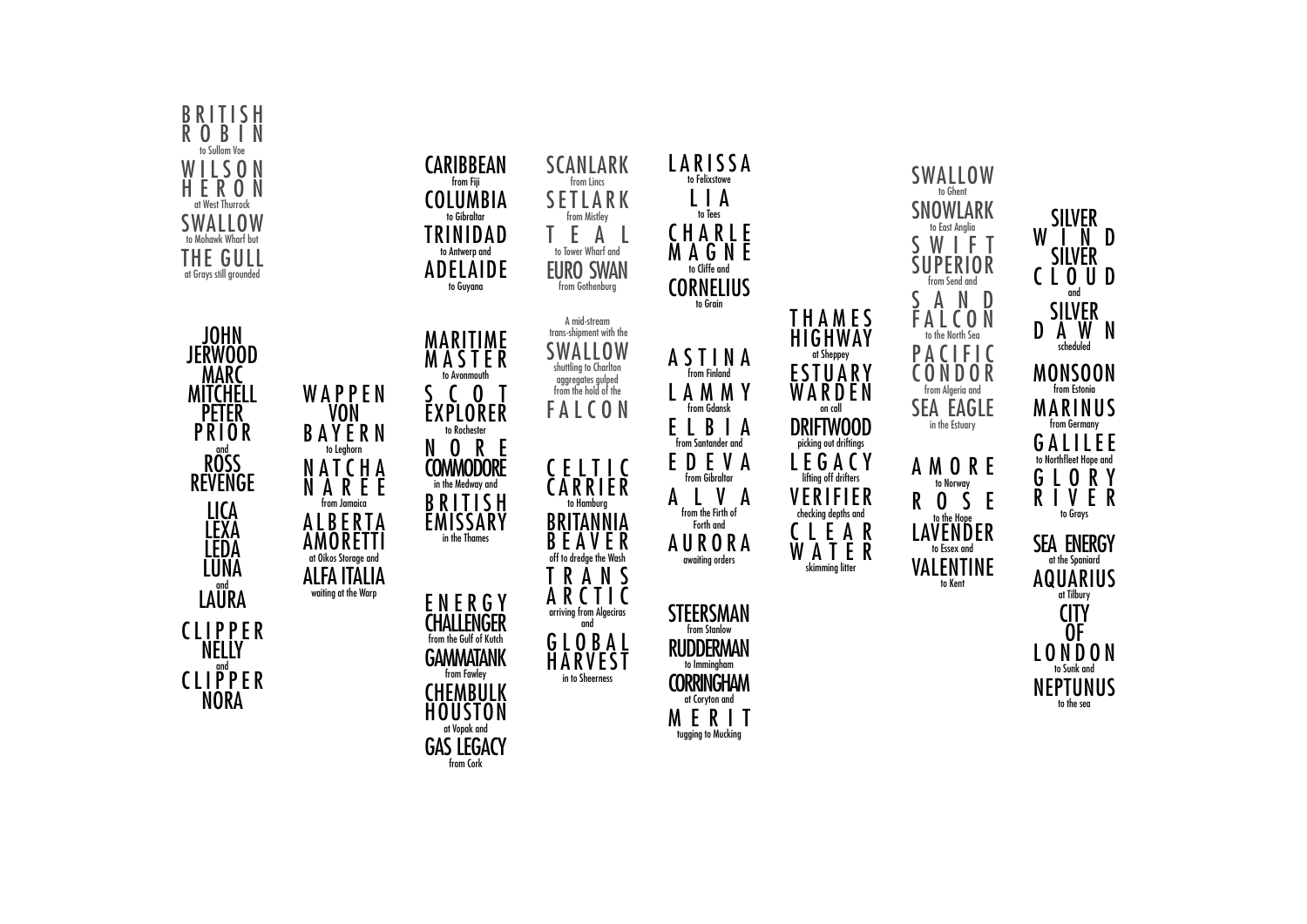BRITISH
ROBIN
to Sullom Voe
WILSON
HERON
at West Thurrock
SWALLOW
to Mohawk Wharf but
THE GULL
at Grays still grounded

JOHN
JERWOOD
MARC
MITCHELL
PETER
PRIOR
and
ROSS
REVENGE

LICA
LEXA
LEDA
LUNA
and
LAURA

CLIPPER
NELLY
and
CLIPPER
NORA

WAPPEN
VON
BAYERN
to Leghorn
NATCHA
NAREE
from Jamaica
ALBERTA
AMORETTI
at Oikos Storage and
ALFA ITALIA
waiting at the Warp

CARIBBEAN
from Fiji
COLUMBIA
to Gibraltar
TRINIDAD
to Antwerp and
ADELAIDE
to Guyana

MARITIME
MASTER
to Avonmouth
SCOT
EXPLORER
to Rochester
NORE
COMMODORE
in the Medway and
BRITISH
EMISSARY
in the Thames

ENERGY
CHALLENGER
from the Gulf of Kutch
GAMMATANK
from Fawley
CHEMBULK
HOUSTON
at Vopak and
GAS LEGACY
from Cork

SCANLARK
from Lincs
SETLARK
from Mistley
TEAL
to Tower Wharf and
EURO SWAN
from Gothenburg

A mid-stream
trans-shipment with the
SWALLOW
shuttling to Charlton
aggregates gulped
from the hold of the
FALCON

CELTIC
CARRIER
to Hamburg
BRITANNIA
BEAVER
off to dredge the Wash
TRANS
ARCTIC
arriving from Algeciras
and
GLOBAL
HARVEST
in to Sheerness

LARISSA
to Felixstowe
LIA
to Tees
CHARLE
MAGNE
to Cliffe and
CORNELIUS
to Grain

ASTINA
from Finland
LAMMY
from Gdansk
ELBIA
from Santander and
EDEVA
from Gibraltar
ALVA
from the Firth of
Forth and
AURORA
awaiting orders

STEERSMAN
from Stanlow
RUDDERMAN
to Immingham
CORRINGHAM
at Coryton and
MERIT
tugging to Mucking

THAMES
HIGHWAY
at Sheppey
ESTUARY
WARDEN
on call
DRIFTWOOD
picking out driftings
LEGACY
lifting off drifters
VERIFIER
checking depths and
CLEAR
WATER
skimming litter

SWALLOW
to Ghent
SNOWLARK
to East Anglia
SWIFT
SUPERIOR
from Send and
SAND
FALCON
to the North Sea
PACIFIC
CONDOR
from Algeria and
SEA EAGLE
in the Estuary

AMORE
to Norway
ROSE
to the Hope
LAVENDER
to Essex and
VALENTINE
to Kent

SILVER
WIND
SILVER
CLOUD
and
SILVER
DAWN
scheduled

MONSOON
from Estonia
MARINUS
from Germany
GALILEE
to Northfleet Hope and
GLORY
RIVER
to Grays

SEA ENERGY
at the Spaniard
AQUARIUS
at Tilbury
CITY
OF
LONDON
to Sunk and
NEPTUNUS
to the sea